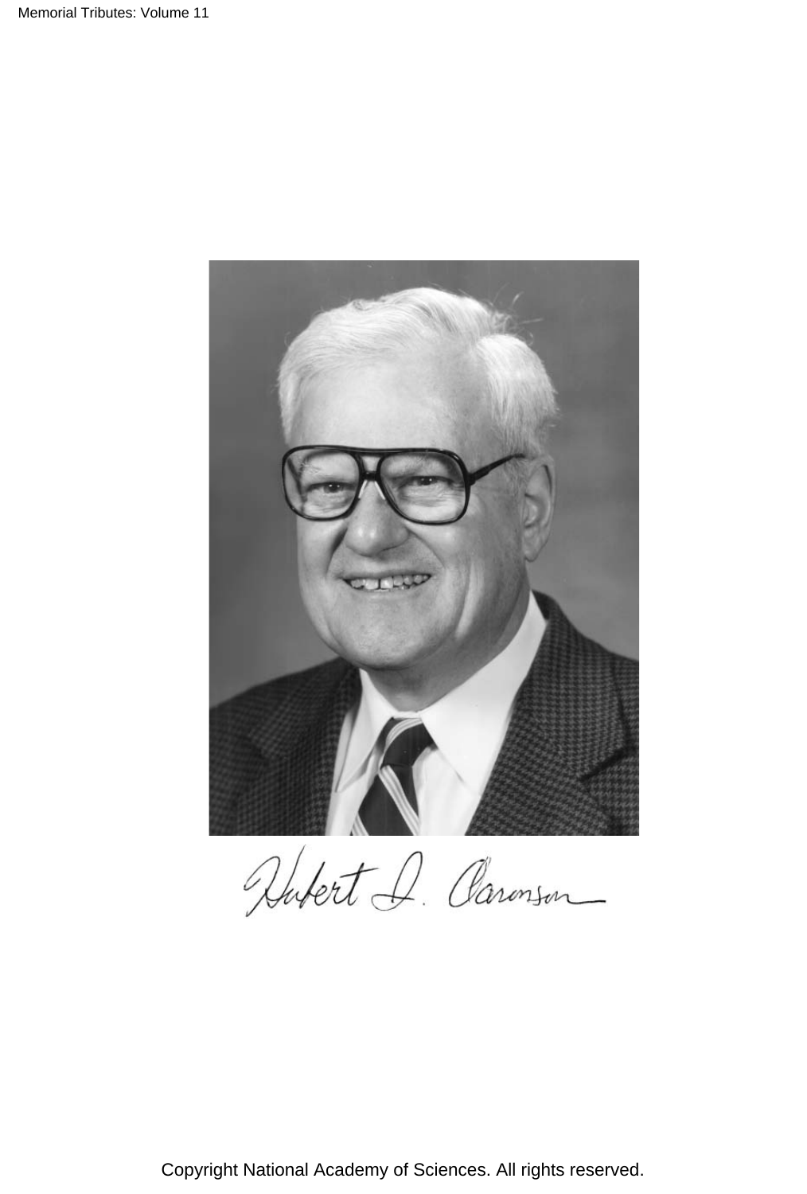Hubert I. Aaronson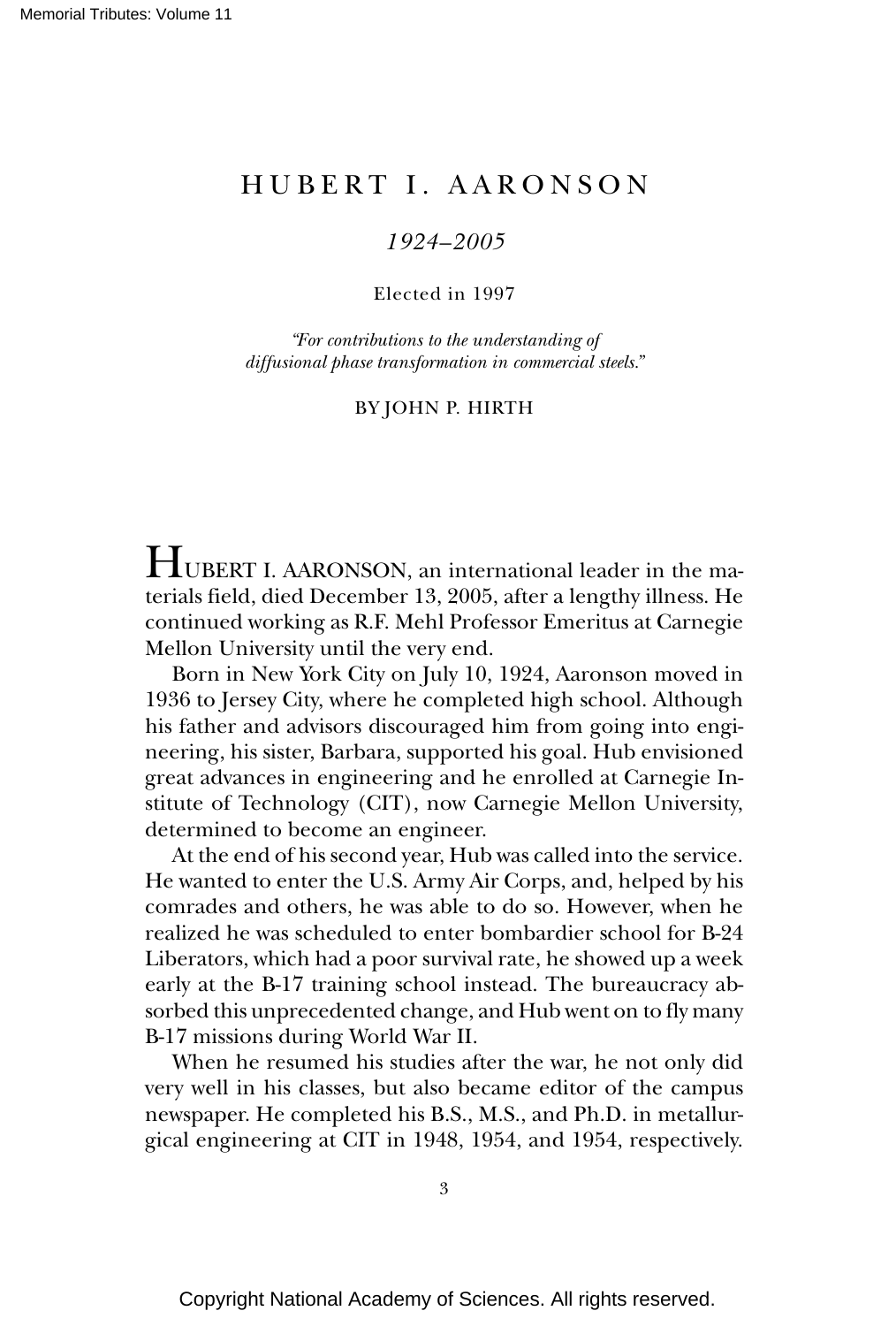# HUBERT I. AARONSON

*1924–2005*

Elected in 1997

*"For contributions to the understanding of diffusional phase transformation in commercial steels."*

BY JOHN P. HIRTH

HUBERT I. AARONSON, an international leader in the materials field, died December 13, 2005, after a lengthy illness. He continued working as R.F. Mehl Professor Emeritus at Carnegie Mellon University until the very end.

Born in New York City on July 10, 1924, Aaronson moved in 1936 to Jersey City, where he completed high school. Although his father and advisors discouraged him from going into engineering, his sister, Barbara, supported his goal. Hub envisioned great advances in engineering and he enrolled at Carnegie Institute of Technology (CIT), now Carnegie Mellon University, determined to become an engineer.

At the end of his second year, Hub was called into the service. He wanted to enter the U.S. Army Air Corps, and, helped by his comrades and others, he was able to do so. However, when he realized he was scheduled to enter bombardier school for B-24 Liberators, which had a poor survival rate, he showed up a week early at the B-17 training school instead. The bureaucracy absorbed this unprecedented change, and Hub went on to fly many B-17 missions during World War II.

When he resumed his studies after the war, he not only did very well in his classes, but also became editor of the campus newspaper. He completed his B.S., M.S., and Ph.D. in metallurgical engineering at CIT in 1948, 1954, and 1954, respectively.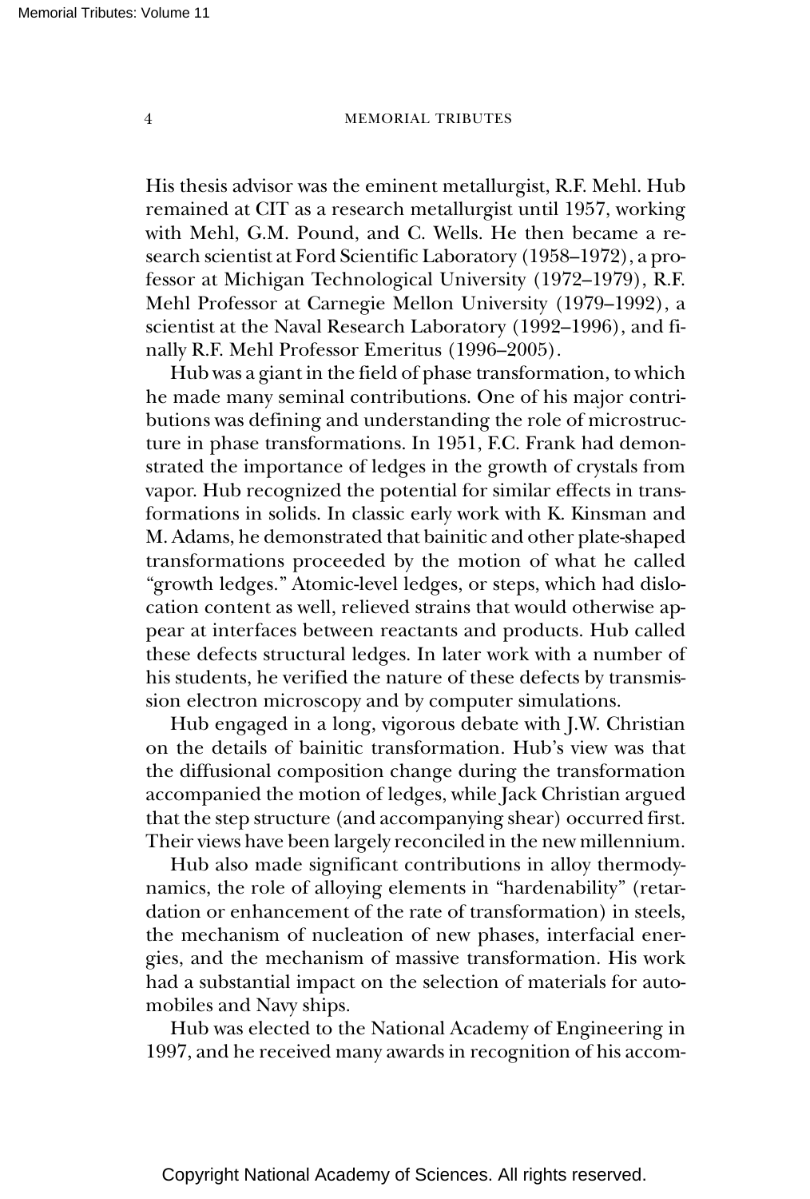His thesis advisor was the eminent metallurgist, R.F. Mehl. Hub remained at CIT as a research metallurgist until 1957, working with Mehl, G.M. Pound, and C. Wells. He then became a research scientist at Ford Scientific Laboratory (1958–1972), a professor at Michigan Technological University (1972–1979), R.F. Mehl Professor at Carnegie Mellon University (1979–1992), a scientist at the Naval Research Laboratory (1992–1996), and finally R.F. Mehl Professor Emeritus (1996–2005).

Hub was a giant in the field of phase transformation, to which he made many seminal contributions. One of his major contributions was defining and understanding the role of microstructure in phase transformations. In 1951, F.C. Frank had demonstrated the importance of ledges in the growth of crystals from vapor. Hub recognized the potential for similar effects in transformations in solids. In classic early work with K. Kinsman and M. Adams, he demonstrated that bainitic and other plate-shaped transformations proceeded by the motion of what he called "growth ledges." Atomic-level ledges, or steps, which had dislocation content as well, relieved strains that would otherwise appear at interfaces between reactants and products. Hub called these defects structural ledges. In later work with a number of his students, he verified the nature of these defects by transmission electron microscopy and by computer simulations.

Hub engaged in a long, vigorous debate with J.W. Christian on the details of bainitic transformation. Hub's view was that the diffusional composition change during the transformation accompanied the motion of ledges, while Jack Christian argued that the step structure (and accompanying shear) occurred first. Their views have been largely reconciled in the new millennium.

Hub also made significant contributions in alloy thermodynamics, the role of alloying elements in "hardenability" (retardation or enhancement of the rate of transformation) in steels, the mechanism of nucleation of new phases, interfacial energies, and the mechanism of massive transformation. His work had a substantial impact on the selection of materials for automobiles and Navy ships.

Hub was elected to the National Academy of Engineering in 1997, and he received many awards in recognition of his accom-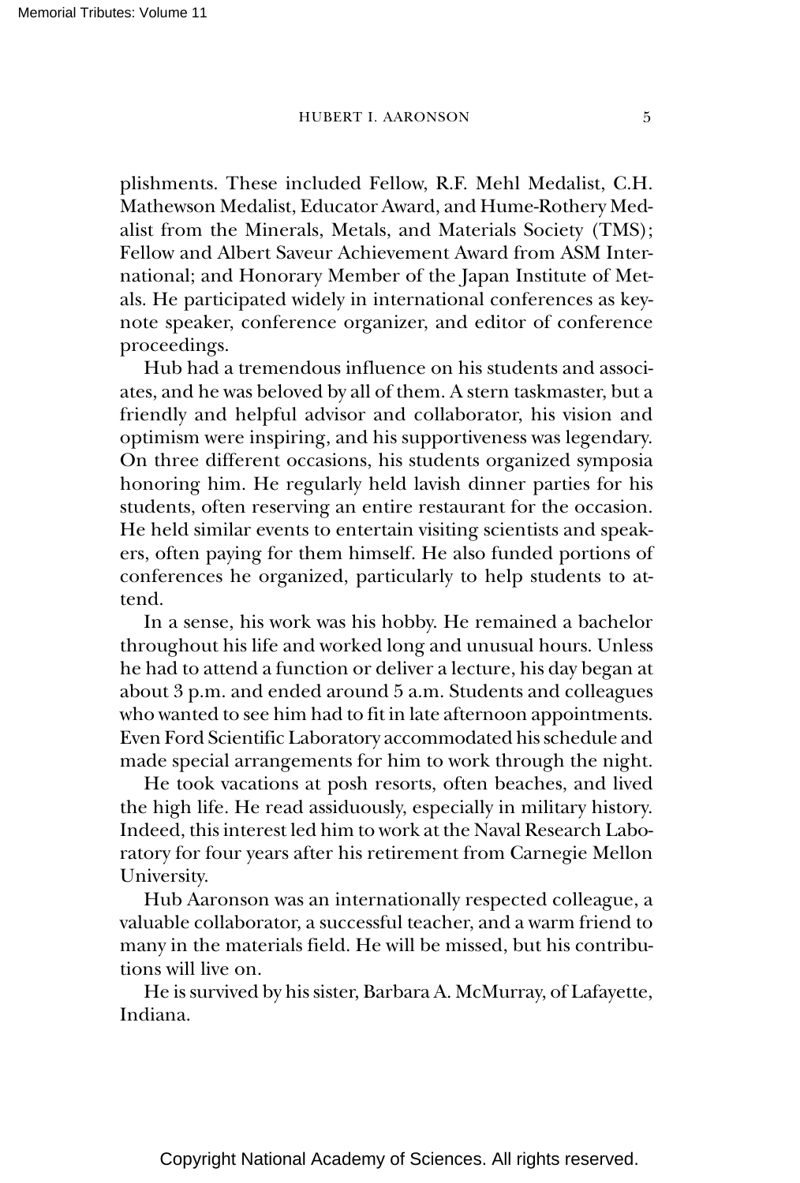plishments. These included Fellow, R.F. Mehl Medalist, C.H. Mathewson Medalist, Educator Award, and Hume-Rothery Medalist from the Minerals, Metals, and Materials Society (TMS); Fellow and Albert Saveur Achievement Award from ASM International; and Honorary Member of the Japan Institute of Metals. He participated widely in international conferences as keynote speaker, conference organizer, and editor of conference proceedings.

Hub had a tremendous influence on his students and associates, and he was beloved by all of them. A stern taskmaster, but a friendly and helpful advisor and collaborator, his vision and optimism were inspiring, and his supportiveness was legendary. On three different occasions, his students organized symposia honoring him. He regularly held lavish dinner parties for his students, often reserving an entire restaurant for the occasion. He held similar events to entertain visiting scientists and speakers, often paying for them himself. He also funded portions of conferences he organized, particularly to help students to attend.

In a sense, his work was his hobby. He remained a bachelor throughout his life and worked long and unusual hours. Unless he had to attend a function or deliver a lecture, his day began at about 3 p.m. and ended around 5 a.m. Students and colleagues who wanted to see him had to fit in late afternoon appointments. Even Ford Scientific Laboratory accommodated his schedule and made special arrangements for him to work through the night.

He took vacations at posh resorts, often beaches, and lived the high life. He read assiduously, especially in military history. Indeed, this interest led him to work at the Naval Research Laboratory for four years after his retirement from Carnegie Mellon University.

Hub Aaronson was an internationally respected colleague, a valuable collaborator, a successful teacher, and a warm friend to many in the materials field. He will be missed, but his contributions will live on.

He is survived by his sister, Barbara A. McMurray, of Lafayette, Indiana.